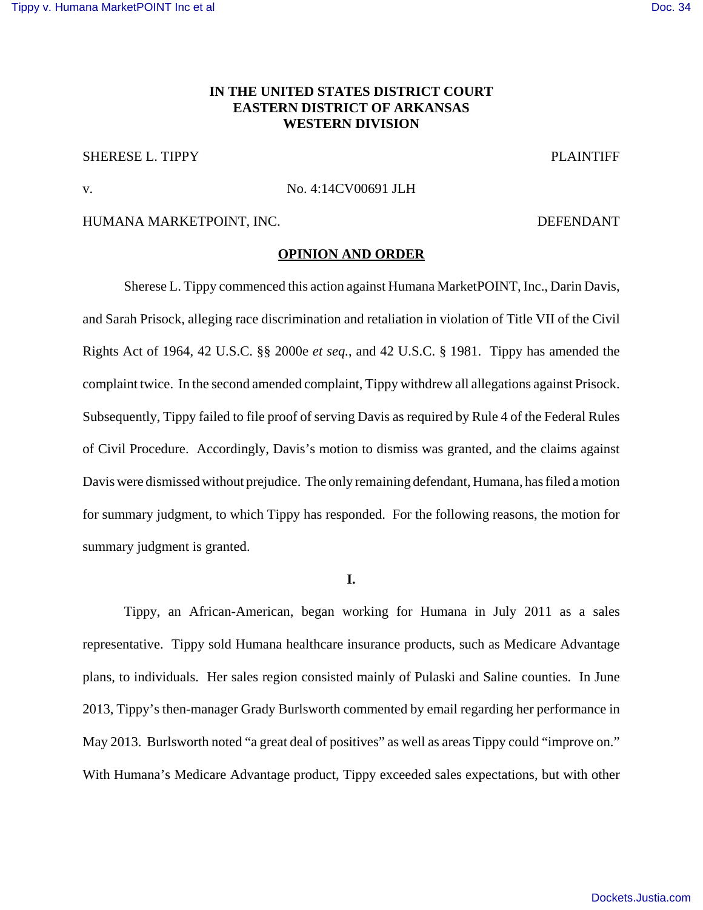**IN THE UNITED STATES DISTRICT COURT**
**EASTERN DISTRICT OF ARKANSAS**
**WESTERN DIVISION**

SHERESE L. TIPPY PLAINTIFF

v. No. 4:14CV00691 JLH

HUMANA MARKETPOINT, INC. DEFENDANT

**OPINION AND ORDER**

Sherese L. Tippy commenced this action against Humana MarketPOINT, Inc., Darin Davis, and Sarah Prisock, alleging race discrimination and retaliation in violation of Title VII of the Civil Rights Act of 1964, 42 U.S.C. §§ 2000e *et seq.*, and 42 U.S.C. § 1981. Tippy has amended the complaint twice. In the second amended complaint, Tippy withdrew all allegations against Prisock. Subsequently, Tippy failed to file proof of serving Davis as required by Rule 4 of the Federal Rules of Civil Procedure. Accordingly, Davis's motion to dismiss was granted, and the claims against Davis were dismissed without prejudice. The only remaining defendant, Humana, has filed a motion for summary judgment, to which Tippy has responded. For the following reasons, the motion for summary judgment is granted.

**I.**

Tippy, an African-American, began working for Humana in July 2011 as a sales representative. Tippy sold Humana healthcare insurance products, such as Medicare Advantage plans, to individuals. Her sales region consisted mainly of Pulaski and Saline counties. In June 2013, Tippy's then-manager Grady Burlsworth commented by email regarding her performance in May 2013. Burlsworth noted "a great deal of positives" as well as areas Tippy could "improve on." With Humana's Medicare Advantage product, Tippy exceeded sales expectations, but with other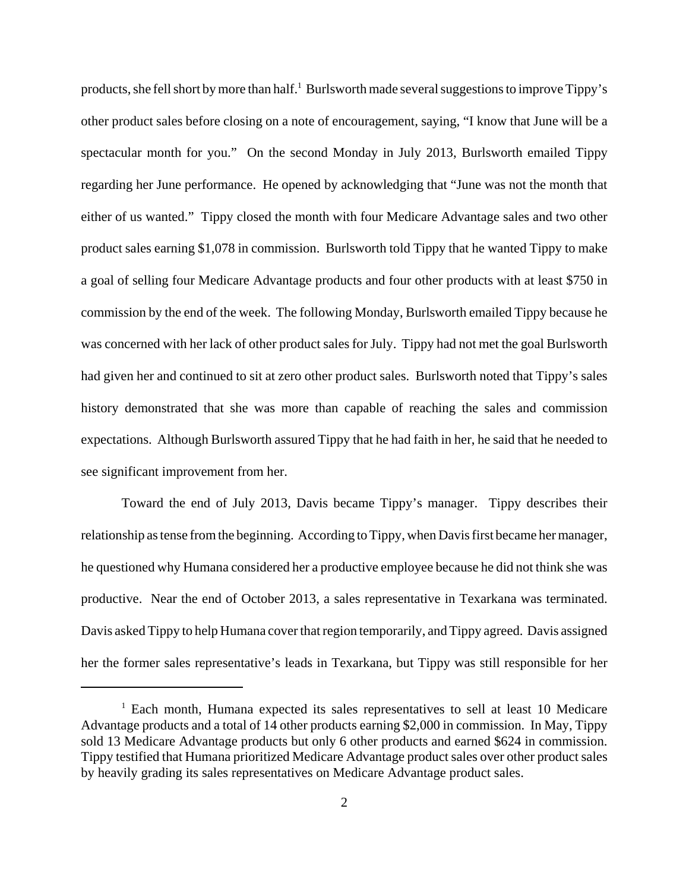products, she fell short by more than half.[1] Burlsworth made several suggestions to improve Tippy's other product sales before closing on a note of encouragement, saying, "I know that June will be a spectacular month for you." On the second Monday in July 2013, Burlsworth emailed Tippy regarding her June performance. He opened by acknowledging that "June was not the month that either of us wanted." Tippy closed the month with four Medicare Advantage sales and two other product sales earning $1,078 in commission. Burlsworth told Tippy that he wanted Tippy to make a goal of selling four Medicare Advantage products and four other products with at least $750 in commission by the end of the week. The following Monday, Burlsworth emailed Tippy because he was concerned with her lack of other product sales for July. Tippy had not met the goal Burlsworth had given her and continued to sit at zero other product sales. Burlsworth noted that Tippy's sales history demonstrated that she was more than capable of reaching the sales and commission expectations. Although Burlsworth assured Tippy that he had faith in her, he said that he needed to see significant improvement from her.

Toward the end of July 2013, Davis became Tippy's manager. Tippy describes their relationship as tense from the beginning. According to Tippy, when Davis first became her manager, he questioned why Humana considered her a productive employee because he did not think she was productive. Near the end of October 2013, a sales representative in Texarkana was terminated. Davis asked Tippy to help Humana cover that region temporarily, and Tippy agreed. Davis assigned her the former sales representative's leads in Texarkana, but Tippy was still responsible for her

[1] Each month, Humana expected its sales representatives to sell at least 10 Medicare Advantage products and a total of 14 other products earning $2,000 in commission. In May, Tippy sold 13 Medicare Advantage products but only 6 other products and earned $624 in commission. Tippy testified that Humana prioritized Medicare Advantage product sales over other product sales by heavily grading its sales representatives on Medicare Advantage product sales.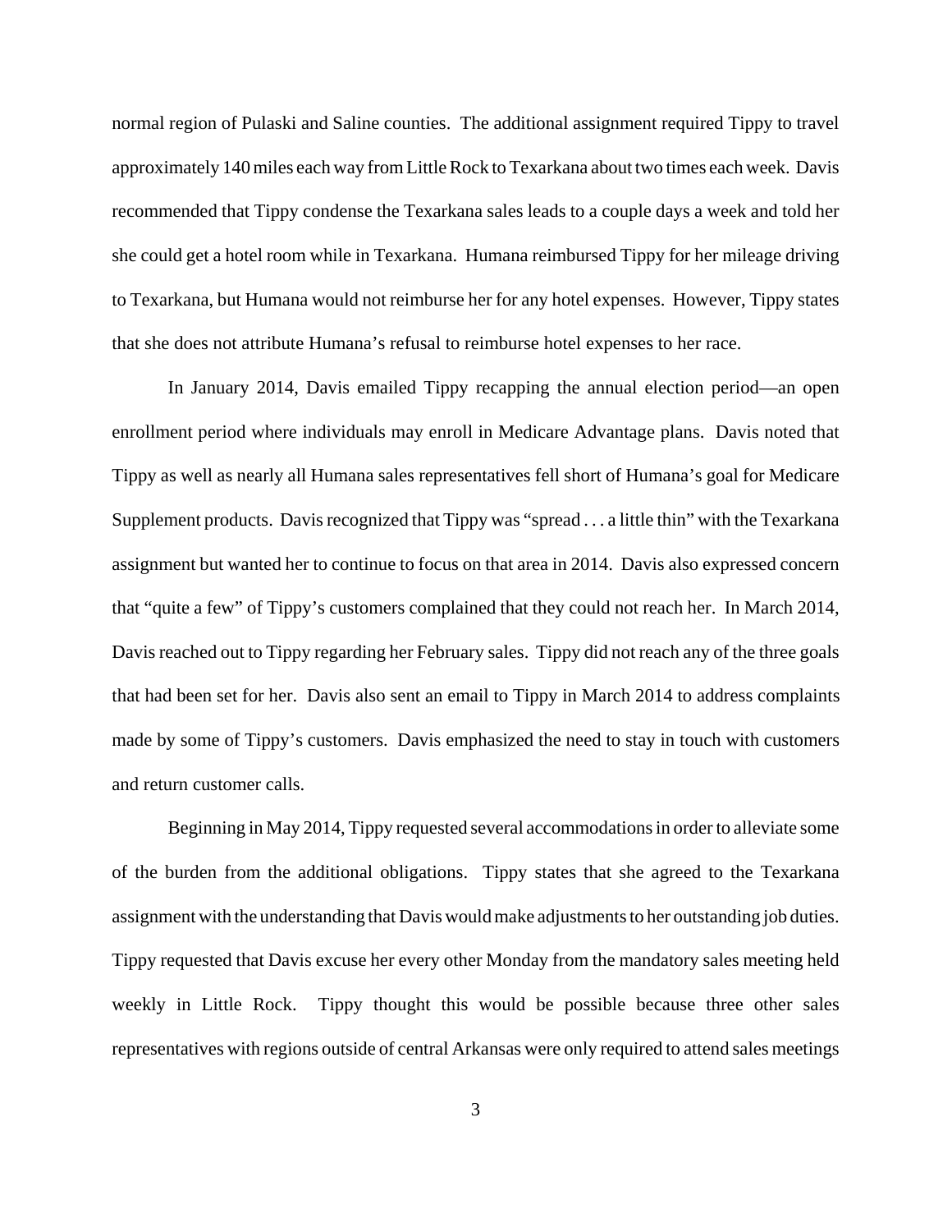normal region of Pulaski and Saline counties. The additional assignment required Tippy to travel approximately 140 miles each way from Little Rock to Texarkana about two times each week. Davis recommended that Tippy condense the Texarkana sales leads to a couple days a week and told her she could get a hotel room while in Texarkana. Humana reimbursed Tippy for her mileage driving to Texarkana, but Humana would not reimburse her for any hotel expenses. However, Tippy states that she does not attribute Humana's refusal to reimburse hotel expenses to her race.

In January 2014, Davis emailed Tippy recapping the annual election period—an open enrollment period where individuals may enroll in Medicare Advantage plans. Davis noted that Tippy as well as nearly all Humana sales representatives fell short of Humana's goal for Medicare Supplement products. Davis recognized that Tippy was "spread . . . a little thin" with the Texarkana assignment but wanted her to continue to focus on that area in 2014. Davis also expressed concern that "quite a few" of Tippy's customers complained that they could not reach her. In March 2014, Davis reached out to Tippy regarding her February sales. Tippy did not reach any of the three goals that had been set for her. Davis also sent an email to Tippy in March 2014 to address complaints made by some of Tippy's customers. Davis emphasized the need to stay in touch with customers and return customer calls.

Beginning in May 2014, Tippy requested several accommodations in order to alleviate some of the burden from the additional obligations. Tippy states that she agreed to the Texarkana assignment with the understanding that Davis would make adjustments to her outstanding job duties. Tippy requested that Davis excuse her every other Monday from the mandatory sales meeting held weekly in Little Rock. Tippy thought this would be possible because three other sales representatives with regions outside of central Arkansas were only required to attend sales meetings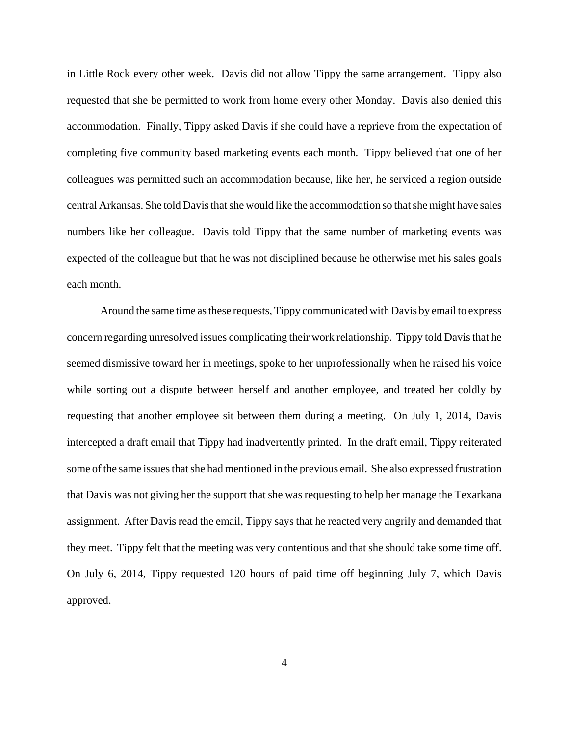in Little Rock every other week. Davis did not allow Tippy the same arrangement. Tippy also requested that she be permitted to work from home every other Monday. Davis also denied this accommodation. Finally, Tippy asked Davis if she could have a reprieve from the expectation of completing five community based marketing events each month. Tippy believed that one of her colleagues was permitted such an accommodation because, like her, he serviced a region outside central Arkansas. She told Davis that she would like the accommodation so that she might have sales numbers like her colleague. Davis told Tippy that the same number of marketing events was expected of the colleague but that he was not disciplined because he otherwise met his sales goals each month.

Around the same time as these requests, Tippy communicated with Davis by email to express concern regarding unresolved issues complicating their work relationship. Tippy told Davis that he seemed dismissive toward her in meetings, spoke to her unprofessionally when he raised his voice while sorting out a dispute between herself and another employee, and treated her coldly by requesting that another employee sit between them during a meeting. On July 1, 2014, Davis intercepted a draft email that Tippy had inadvertently printed. In the draft email, Tippy reiterated some of the same issues that she had mentioned in the previous email. She also expressed frustration that Davis was not giving her the support that she was requesting to help her manage the Texarkana assignment. After Davis read the email, Tippy says that he reacted very angrily and demanded that they meet. Tippy felt that the meeting was very contentious and that she should take some time off. On July 6, 2014, Tippy requested 120 hours of paid time off beginning July 7, which Davis approved.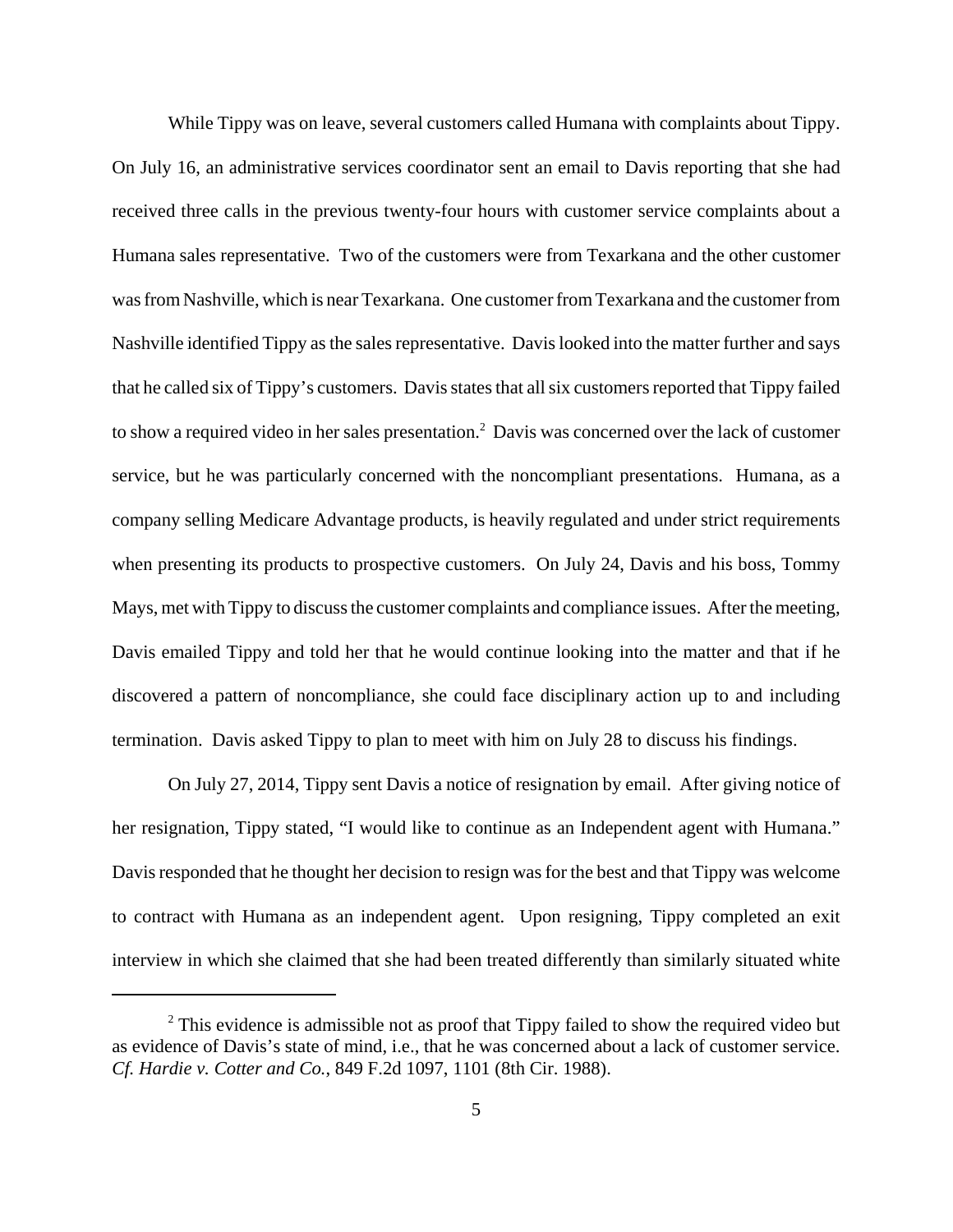While Tippy was on leave, several customers called Humana with complaints about Tippy. On July 16, an administrative services coordinator sent an email to Davis reporting that she had received three calls in the previous twenty-four hours with customer service complaints about a Humana sales representative. Two of the customers were from Texarkana and the other customer was from Nashville, which is near Texarkana. One customer from Texarkana and the customer from Nashville identified Tippy as the sales representative. Davis looked into the matter further and says that he called six of Tippy's customers. Davis states that all six customers reported that Tippy failed to show a required video in her sales presentation.[2] Davis was concerned over the lack of customer service, but he was particularly concerned with the noncompliant presentations. Humana, as a company selling Medicare Advantage products, is heavily regulated and under strict requirements when presenting its products to prospective customers. On July 24, Davis and his boss, Tommy Mays, met with Tippy to discuss the customer complaints and compliance issues. After the meeting, Davis emailed Tippy and told her that he would continue looking into the matter and that if he discovered a pattern of noncompliance, she could face disciplinary action up to and including termination. Davis asked Tippy to plan to meet with him on July 28 to discuss his findings.

On July 27, 2014, Tippy sent Davis a notice of resignation by email. After giving notice of her resignation, Tippy stated, "I would like to continue as an Independent agent with Humana." Davis responded that he thought her decision to resign was for the best and that Tippy was welcome to contract with Humana as an independent agent. Upon resigning, Tippy completed an exit interview in which she claimed that she had been treated differently than similarly situated white

---

[2] This evidence is admissible not as proof that Tippy failed to show the required video but as evidence of Davis's state of mind, i.e., that he was concerned about a lack of customer service. *Cf. Hardie v. Cotter and Co.*, 849 F.2d 1097, 1101 (8th Cir. 1988).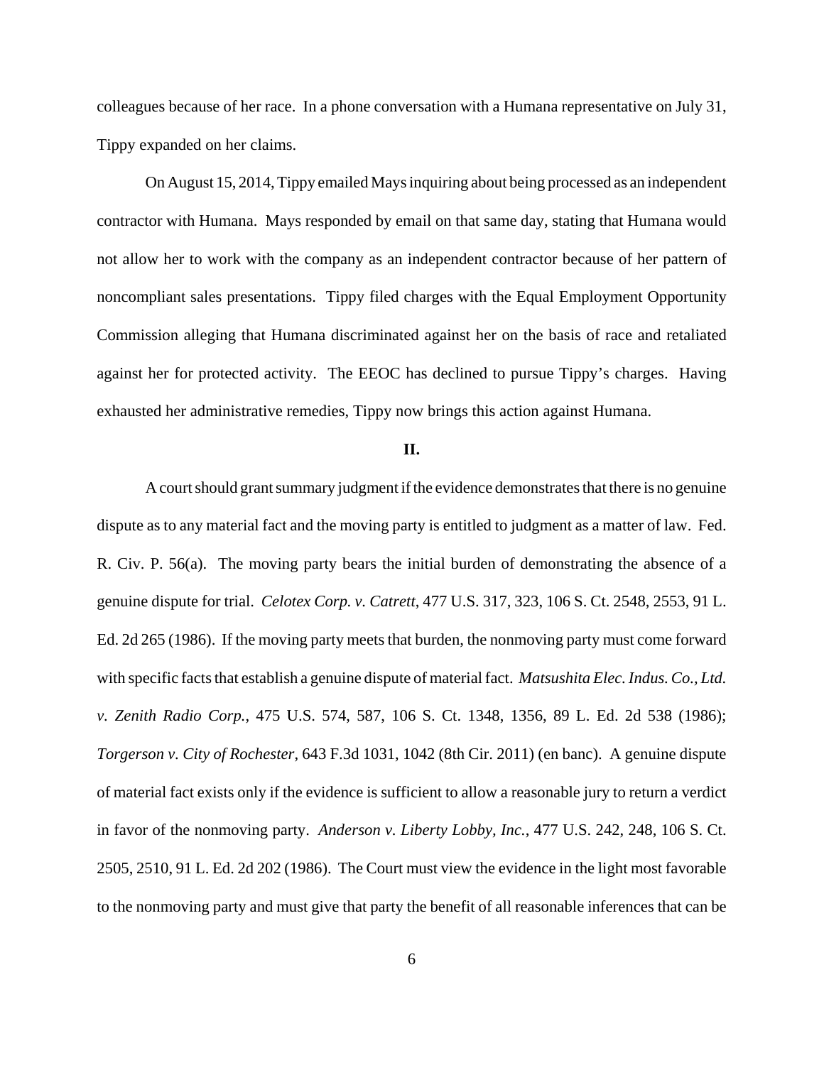colleagues because of her race. In a phone conversation with a Humana representative on July 31, Tippy expanded on her claims.

On August 15, 2014, Tippy emailed Mays inquiring about being processed as an independent contractor with Humana. Mays responded by email on that same day, stating that Humana would not allow her to work with the company as an independent contractor because of her pattern of noncompliant sales presentations. Tippy filed charges with the Equal Employment Opportunity Commission alleging that Humana discriminated against her on the basis of race and retaliated against her for protected activity. The EEOC has declined to pursue Tippy's charges. Having exhausted her administrative remedies, Tippy now brings this action against Humana.

**II.**

A court should grant summary judgment if the evidence demonstrates that there is no genuine dispute as to any material fact and the moving party is entitled to judgment as a matter of law. Fed. R. Civ. P. 56(a). The moving party bears the initial burden of demonstrating the absence of a genuine dispute for trial. *Celotex Corp. v. Catrett*, 477 U.S. 317, 323, 106 S. Ct. 2548, 2553, 91 L. Ed. 2d 265 (1986). If the moving party meets that burden, the nonmoving party must come forward with specific facts that establish a genuine dispute of material fact. *Matsushita Elec. Indus. Co., Ltd. v. Zenith Radio Corp.*, 475 U.S. 574, 587, 106 S. Ct. 1348, 1356, 89 L. Ed. 2d 538 (1986); *Torgerson v. City of Rochester*, 643 F.3d 1031, 1042 (8th Cir. 2011) (en banc). A genuine dispute of material fact exists only if the evidence is sufficient to allow a reasonable jury to return a verdict in favor of the nonmoving party. *Anderson v. Liberty Lobby, Inc.*, 477 U.S. 242, 248, 106 S. Ct. 2505, 2510, 91 L. Ed. 2d 202 (1986). The Court must view the evidence in the light most favorable to the nonmoving party and must give that party the benefit of all reasonable inferences that can be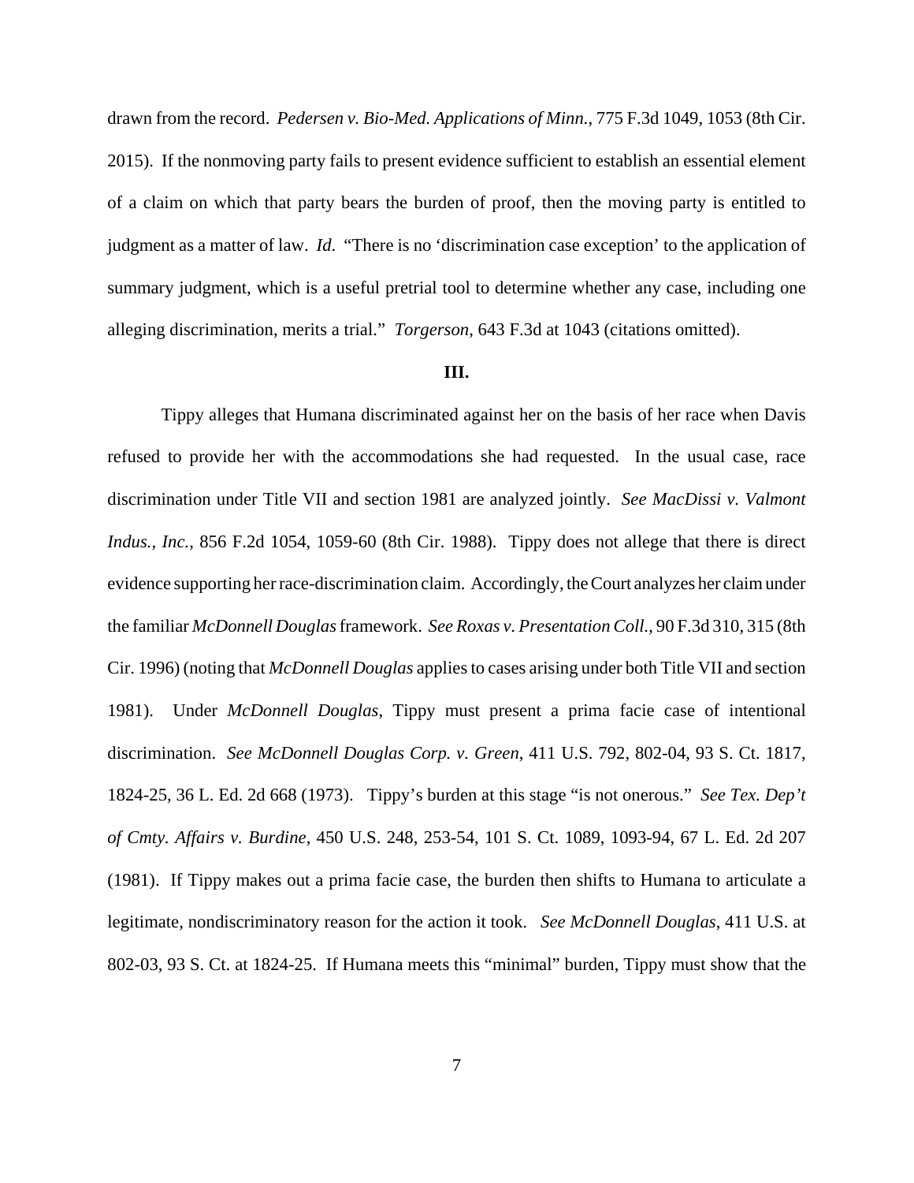drawn from the record. *Pedersen v. Bio-Med. Applications of Minn.*, 775 F.3d 1049, 1053 (8th Cir. 2015). If the nonmoving party fails to present evidence sufficient to establish an essential element of a claim on which that party bears the burden of proof, then the moving party is entitled to judgment as a matter of law. *Id.* "There is no 'discrimination case exception' to the application of summary judgment, which is a useful pretrial tool to determine whether any case, including one alleging discrimination, merits a trial." *Torgerson*, 643 F.3d at 1043 (citations omitted).

**III.**

Tippy alleges that Humana discriminated against her on the basis of her race when Davis refused to provide her with the accommodations she had requested. In the usual case, race discrimination under Title VII and section 1981 are analyzed jointly. *See MacDissi v. Valmont Indus., Inc.*, 856 F.2d 1054, 1059-60 (8th Cir. 1988). Tippy does not allege that there is direct evidence supporting her race-discrimination claim. Accordingly, the Court analyzes her claim under the familiar *McDonnell Douglas* framework. *See Roxas v. Presentation Coll.*, 90 F.3d 310, 315 (8th Cir. 1996) (noting that *McDonnell Douglas* applies to cases arising under both Title VII and section 1981). Under *McDonnell Douglas*, Tippy must present a prima facie case of intentional discrimination. *See McDonnell Douglas Corp. v. Green*, 411 U.S. 792, 802-04, 93 S. Ct. 1817, 1824-25, 36 L. Ed. 2d 668 (1973). Tippy's burden at this stage "is not onerous." *See Tex. Dep't of Cmty. Affairs v. Burdine*, 450 U.S. 248, 253-54, 101 S. Ct. 1089, 1093-94, 67 L. Ed. 2d 207 (1981). If Tippy makes out a prima facie case, the burden then shifts to Humana to articulate a legitimate, nondiscriminatory reason for the action it took. *See McDonnell Douglas*, 411 U.S. at 802-03, 93 S. Ct. at 1824-25. If Humana meets this "minimal" burden, Tippy must show that the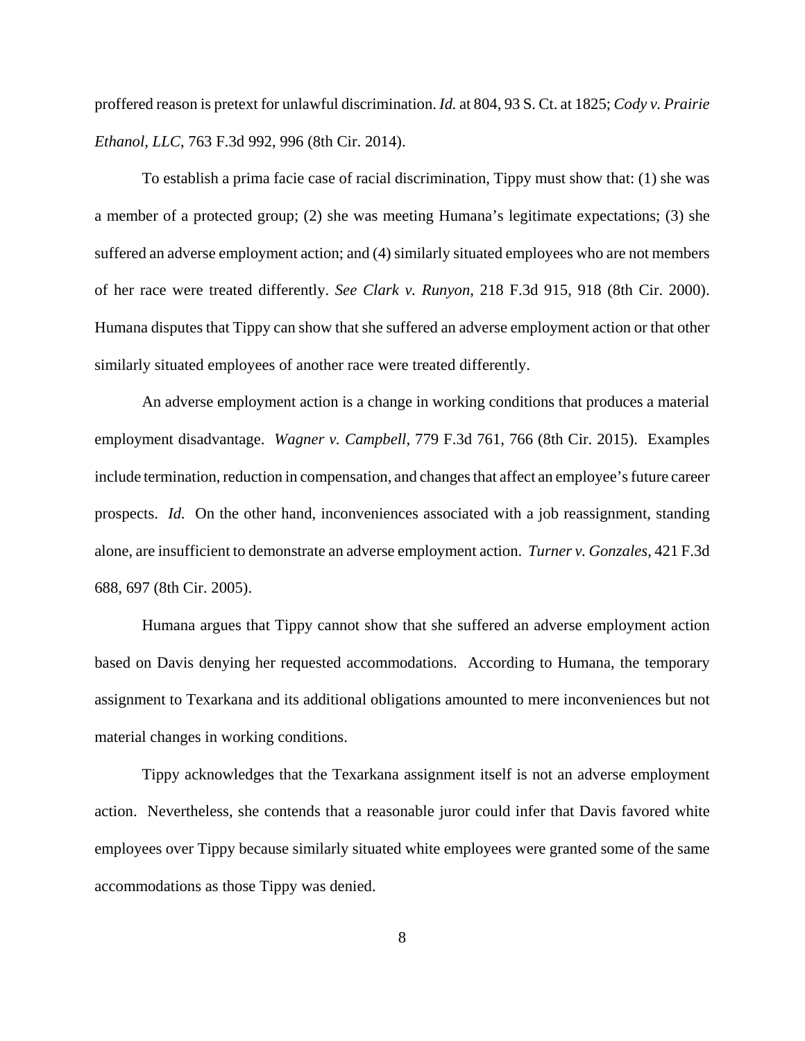proffered reason is pretext for unlawful discrimination. *Id.* at 804, 93 S. Ct. at 1825; *Cody v. Prairie Ethanol, LLC*, 763 F.3d 992, 996 (8th Cir. 2014).

To establish a prima facie case of racial discrimination, Tippy must show that: (1) she was a member of a protected group; (2) she was meeting Humana's legitimate expectations; (3) she suffered an adverse employment action; and (4) similarly situated employees who are not members of her race were treated differently. *See Clark v. Runyon*, 218 F.3d 915, 918 (8th Cir. 2000). Humana disputes that Tippy can show that she suffered an adverse employment action or that other similarly situated employees of another race were treated differently.

An adverse employment action is a change in working conditions that produces a material employment disadvantage. *Wagner v. Campbell*, 779 F.3d 761, 766 (8th Cir. 2015). Examples include termination, reduction in compensation, and changes that affect an employee's future career prospects. *Id.* On the other hand, inconveniences associated with a job reassignment, standing alone, are insufficient to demonstrate an adverse employment action. *Turner v. Gonzales*, 421 F.3d 688, 697 (8th Cir. 2005).

Humana argues that Tippy cannot show that she suffered an adverse employment action based on Davis denying her requested accommodations. According to Humana, the temporary assignment to Texarkana and its additional obligations amounted to mere inconveniences but not material changes in working conditions.

Tippy acknowledges that the Texarkana assignment itself is not an adverse employment action. Nevertheless, she contends that a reasonable juror could infer that Davis favored white employees over Tippy because similarly situated white employees were granted some of the same accommodations as those Tippy was denied.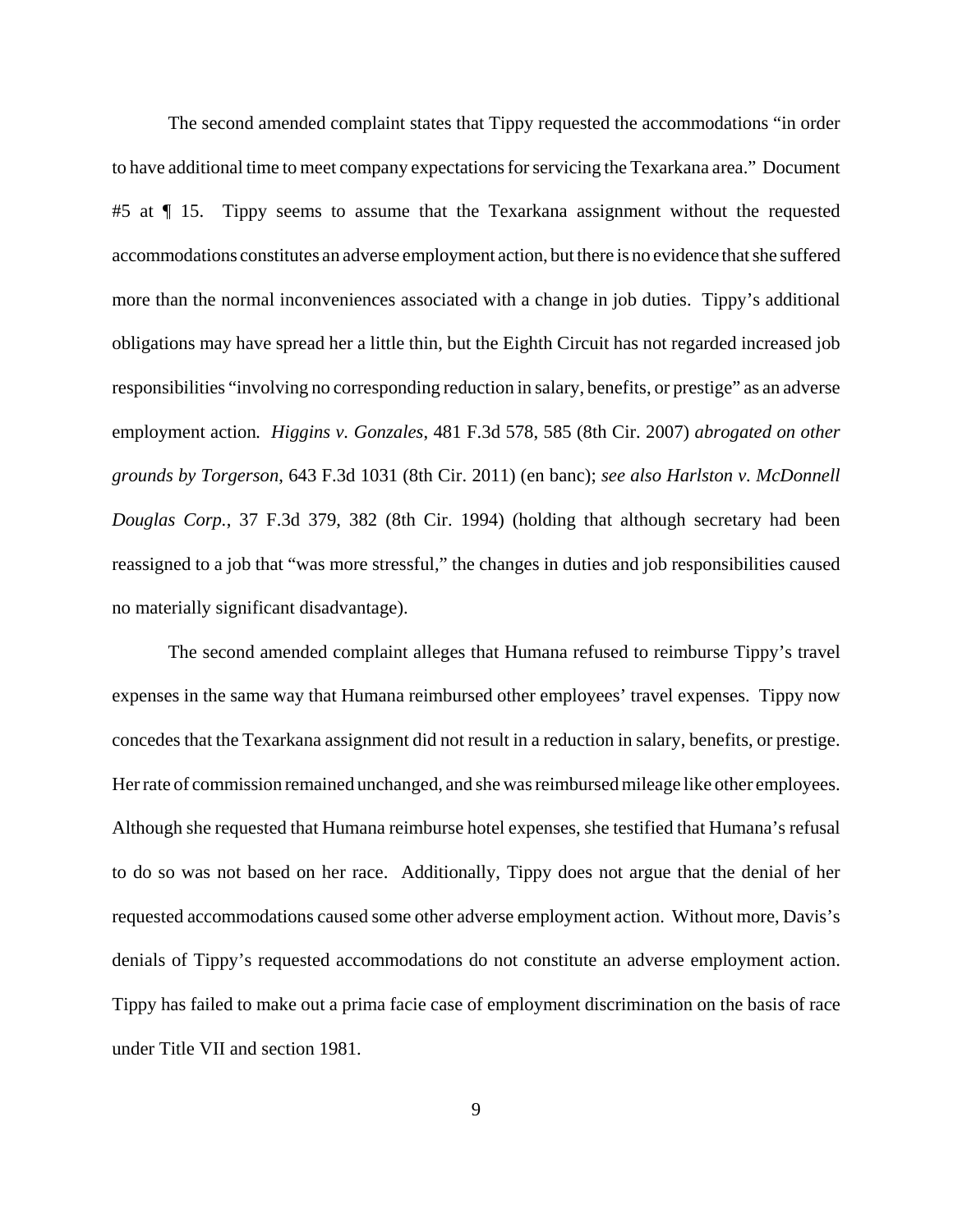The second amended complaint states that Tippy requested the accommodations "in order to have additional time to meet company expectations for servicing the Texarkana area." Document #5 at ¶ 15. Tippy seems to assume that the Texarkana assignment without the requested accommodations constitutes an adverse employment action, but there is no evidence that she suffered more than the normal inconveniences associated with a change in job duties. Tippy's additional obligations may have spread her a little thin, but the Eighth Circuit has not regarded increased job responsibilities "involving no corresponding reduction in salary, benefits, or prestige" as an adverse employment action. *Higgins v. Gonzales*, 481 F.3d 578, 585 (8th Cir. 2007) *abrogated on other grounds by Torgerson*, 643 F.3d 1031 (8th Cir. 2011) (en banc); *see also Harlston v. McDonnell Douglas Corp.*, 37 F.3d 379, 382 (8th Cir. 1994) (holding that although secretary had been reassigned to a job that "was more stressful," the changes in duties and job responsibilities caused no materially significant disadvantage).

The second amended complaint alleges that Humana refused to reimburse Tippy's travel expenses in the same way that Humana reimbursed other employees' travel expenses. Tippy now concedes that the Texarkana assignment did not result in a reduction in salary, benefits, or prestige. Her rate of commission remained unchanged, and she was reimbursed mileage like other employees. Although she requested that Humana reimburse hotel expenses, she testified that Humana's refusal to do so was not based on her race. Additionally, Tippy does not argue that the denial of her requested accommodations caused some other adverse employment action. Without more, Davis's denials of Tippy's requested accommodations do not constitute an adverse employment action. Tippy has failed to make out a prima facie case of employment discrimination on the basis of race under Title VII and section 1981.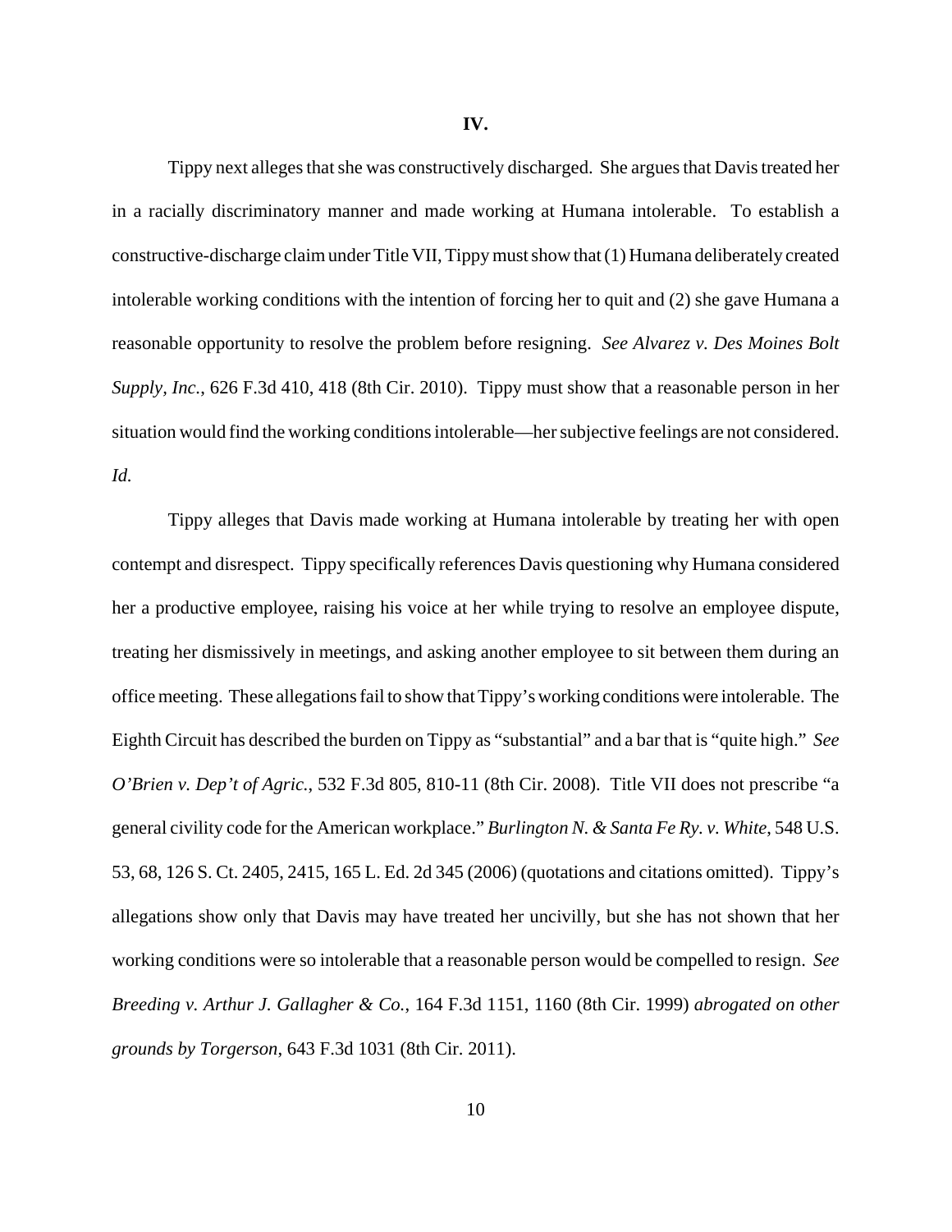## IV.

Tippy next alleges that she was constructively discharged. She argues that Davis treated her in a racially discriminatory manner and made working at Humana intolerable. To establish a constructive-discharge claim under Title VII, Tippy must show that (1) Humana deliberately created intolerable working conditions with the intention of forcing her to quit and (2) she gave Humana a reasonable opportunity to resolve the problem before resigning. *See Alvarez v. Des Moines Bolt Supply, Inc.*, 626 F.3d 410, 418 (8th Cir. 2010). Tippy must show that a reasonable person in her situation would find the working conditions intolerable—her subjective feelings are not considered. *Id.*

Tippy alleges that Davis made working at Humana intolerable by treating her with open contempt and disrespect. Tippy specifically references Davis questioning why Humana considered her a productive employee, raising his voice at her while trying to resolve an employee dispute, treating her dismissively in meetings, and asking another employee to sit between them during an office meeting. These allegations fail to show that Tippy's working conditions were intolerable. The Eighth Circuit has described the burden on Tippy as "substantial" and a bar that is "quite high." *See O'Brien v. Dep't of Agric.*, 532 F.3d 805, 810-11 (8th Cir. 2008). Title VII does not prescribe "a general civility code for the American workplace." *Burlington N. & Santa Fe Ry. v. White*, 548 U.S. 53, 68, 126 S. Ct. 2405, 2415, 165 L. Ed. 2d 345 (2006) (quotations and citations omitted). Tippy's allegations show only that Davis may have treated her uncivilly, but she has not shown that her working conditions were so intolerable that a reasonable person would be compelled to resign. *See Breeding v. Arthur J. Gallagher & Co.*, 164 F.3d 1151, 1160 (8th Cir. 1999) *abrogated on other grounds by Torgerson*, 643 F.3d 1031 (8th Cir. 2011).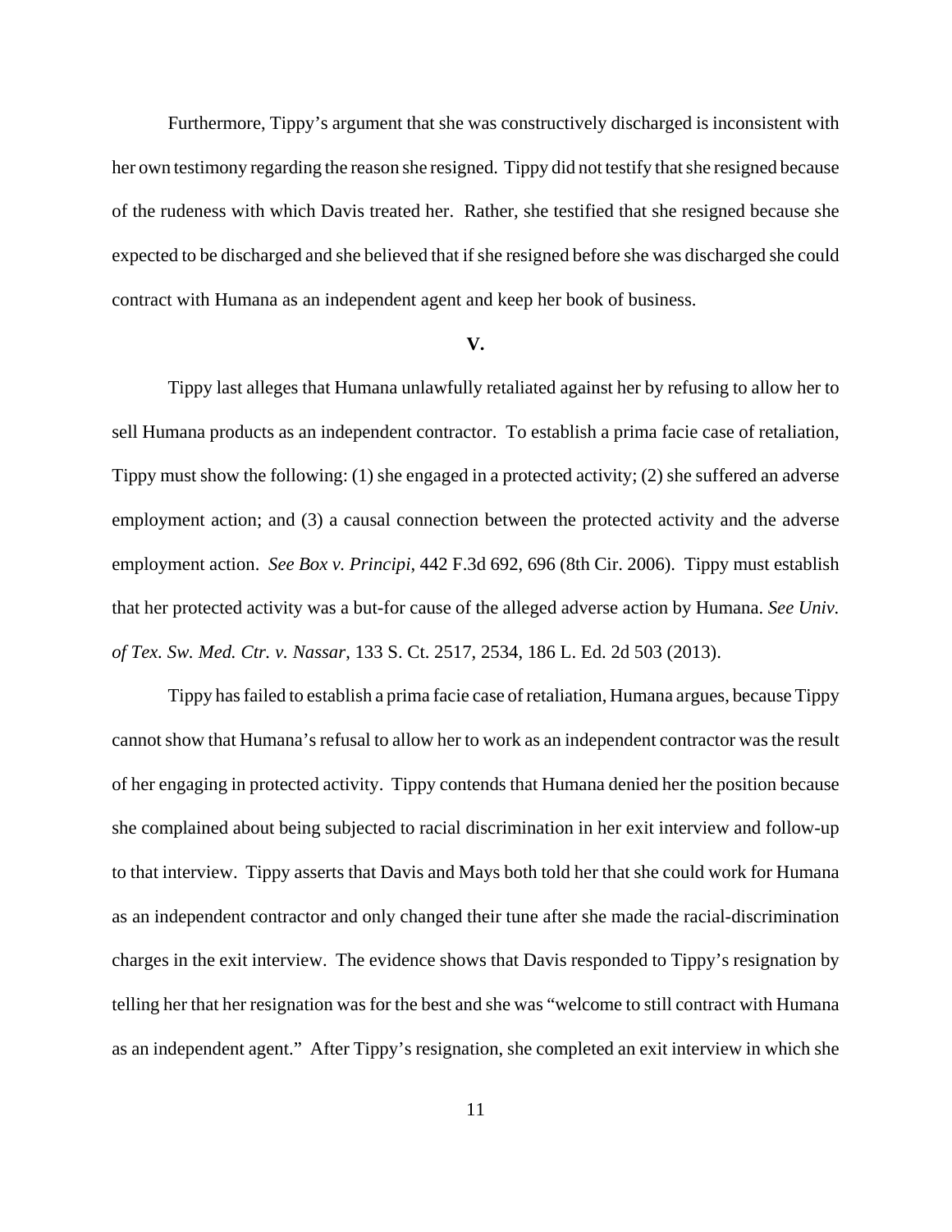Furthermore, Tippy's argument that she was constructively discharged is inconsistent with her own testimony regarding the reason she resigned. Tippy did not testify that she resigned because of the rudeness with which Davis treated her. Rather, she testified that she resigned because she expected to be discharged and she believed that if she resigned before she was discharged she could contract with Humana as an independent agent and keep her book of business.

**V.**

Tippy last alleges that Humana unlawfully retaliated against her by refusing to allow her to sell Humana products as an independent contractor. To establish a prima facie case of retaliation, Tippy must show the following: (1) she engaged in a protected activity; (2) she suffered an adverse employment action; and (3) a causal connection between the protected activity and the adverse employment action. *See Box v. Principi*, 442 F.3d 692, 696 (8th Cir. 2006). Tippy must establish that her protected activity was a but-for cause of the alleged adverse action by Humana. *See Univ. of Tex. Sw. Med. Ctr. v. Nassar*, 133 S. Ct. 2517, 2534, 186 L. Ed. 2d 503 (2013).

Tippy has failed to establish a prima facie case of retaliation, Humana argues, because Tippy cannot show that Humana's refusal to allow her to work as an independent contractor was the result of her engaging in protected activity. Tippy contends that Humana denied her the position because she complained about being subjected to racial discrimination in her exit interview and follow-up to that interview. Tippy asserts that Davis and Mays both told her that she could work for Humana as an independent contractor and only changed their tune after she made the racial-discrimination charges in the exit interview. The evidence shows that Davis responded to Tippy's resignation by telling her that her resignation was for the best and she was "welcome to still contract with Humana as an independent agent." After Tippy's resignation, she completed an exit interview in which she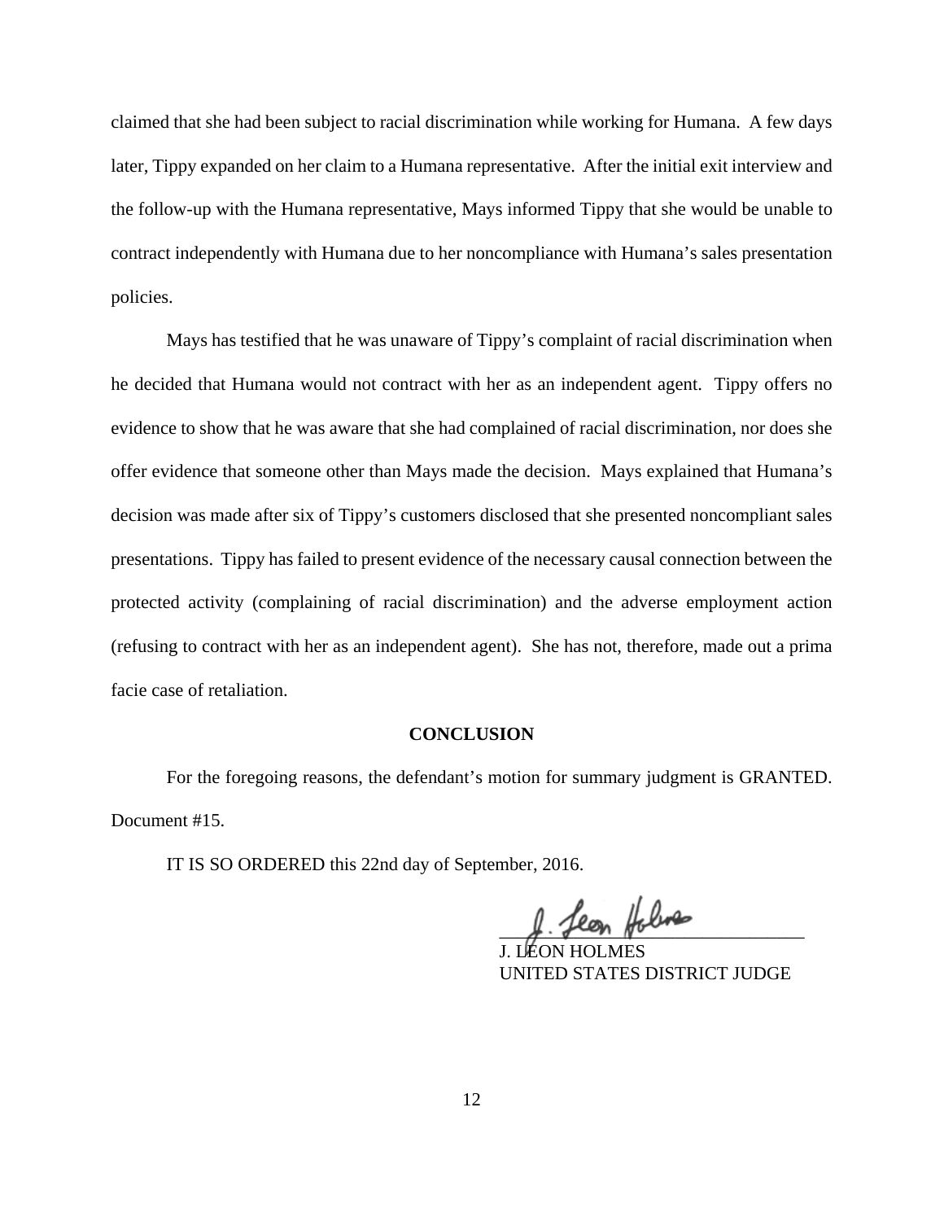claimed that she had been subject to racial discrimination while working for Humana. A few days later, Tippy expanded on her claim to a Humana representative. After the initial exit interview and the follow-up with the Humana representative, Mays informed Tippy that she would be unable to contract independently with Humana due to her noncompliance with Humana's sales presentation policies.

Mays has testified that he was unaware of Tippy's complaint of racial discrimination when he decided that Humana would not contract with her as an independent agent. Tippy offers no evidence to show that he was aware that she had complained of racial discrimination, nor does she offer evidence that someone other than Mays made the decision. Mays explained that Humana's decision was made after six of Tippy's customers disclosed that she presented noncompliant sales presentations. Tippy has failed to present evidence of the necessary causal connection between the protected activity (complaining of racial discrimination) and the adverse employment action (refusing to contract with her as an independent agent). She has not, therefore, made out a prima facie case of retaliation.

**CONCLUSION**

For the foregoing reasons, the defendant's motion for summary judgment is GRANTED. Document #15.

IT IS SO ORDERED this 22nd day of September, 2016.

J. Leon Holmes

J. LEON HOLMES
UNITED STATES DISTRICT JUDGE